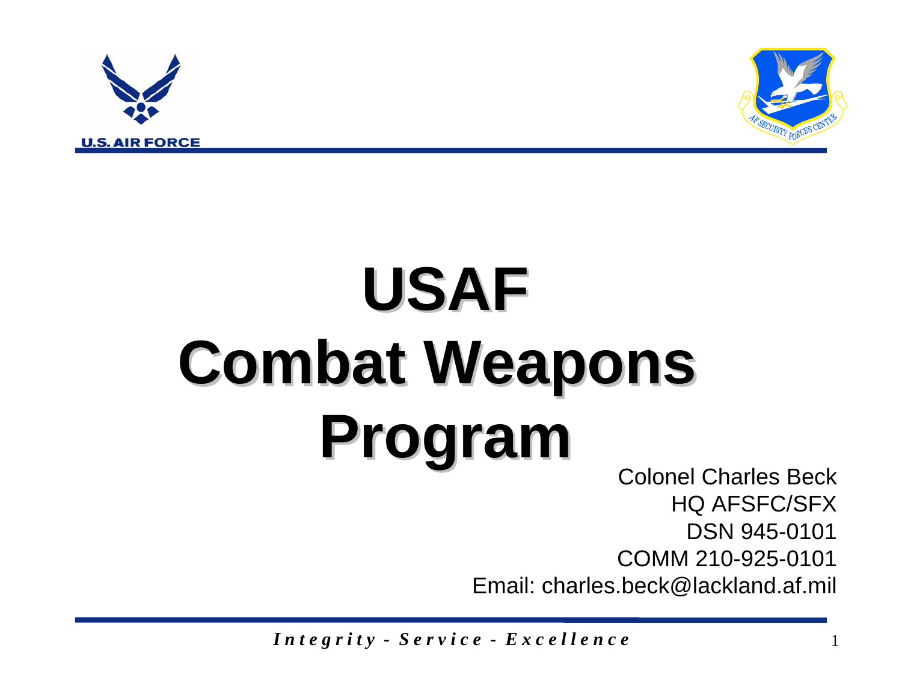# USAF Combat Weapons Program

Colonel Charles Beck
HQ AFSFC/SFX
DSN 945-0101
COMM 210-925-0101
Email: charles.beck@lackland.af.mil

*Integrity - Service - Excellence*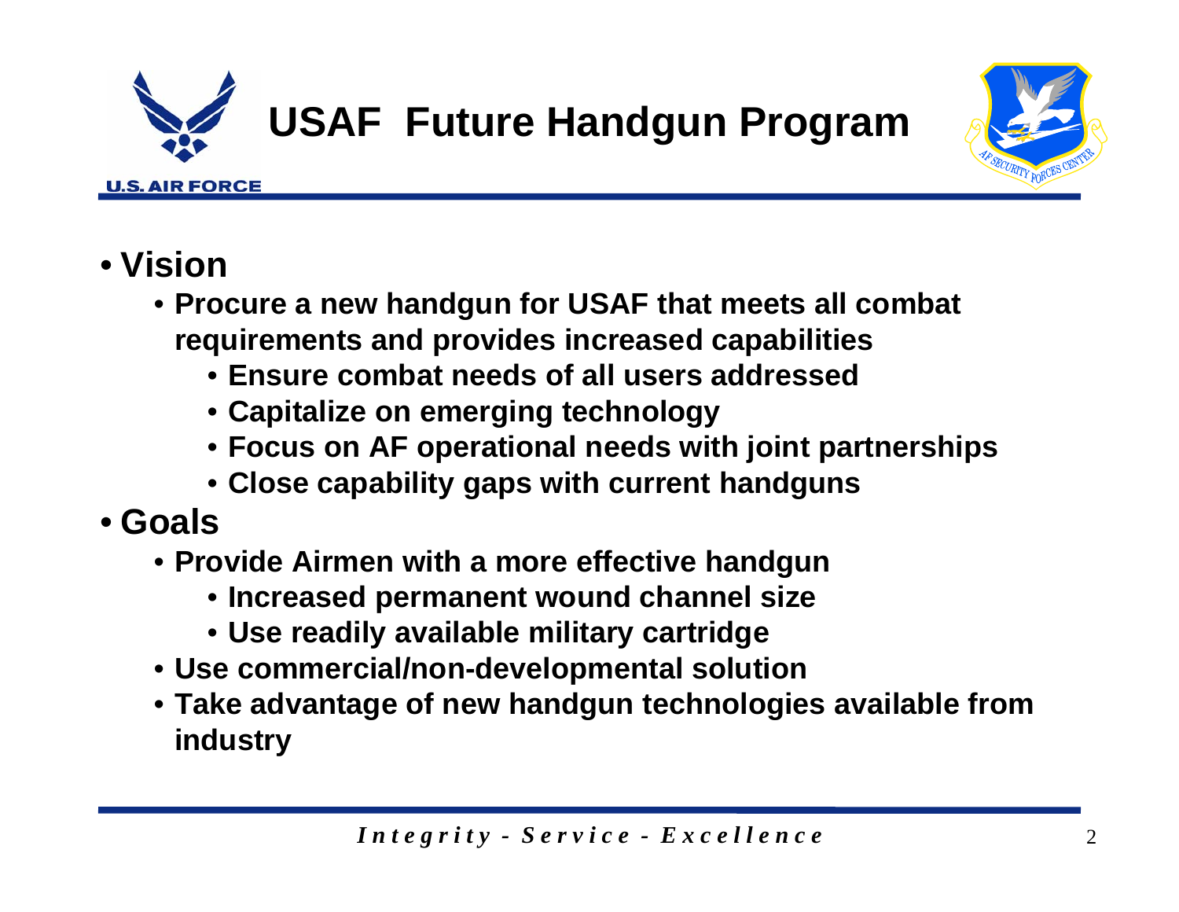# USAF Future Handgun Program

- **Vision**
  - **Procure a new handgun for USAF that meets all combat requirements and provides increased capabilities**
    - **Ensure combat needs of all users addressed**
    - **Capitalize on emerging technology**
    - **Focus on AF operational needs with joint partnerships**
    - **Close capability gaps with current handguns**
- **Goals**
  - **Provide Airmen with a more effective handgun**
    - **Increased permanent wound channel size**
    - **Use readily available military cartridge**
  - **Use commercial/non-developmental solution**
  - **Take advantage of new handgun technologies available from industry**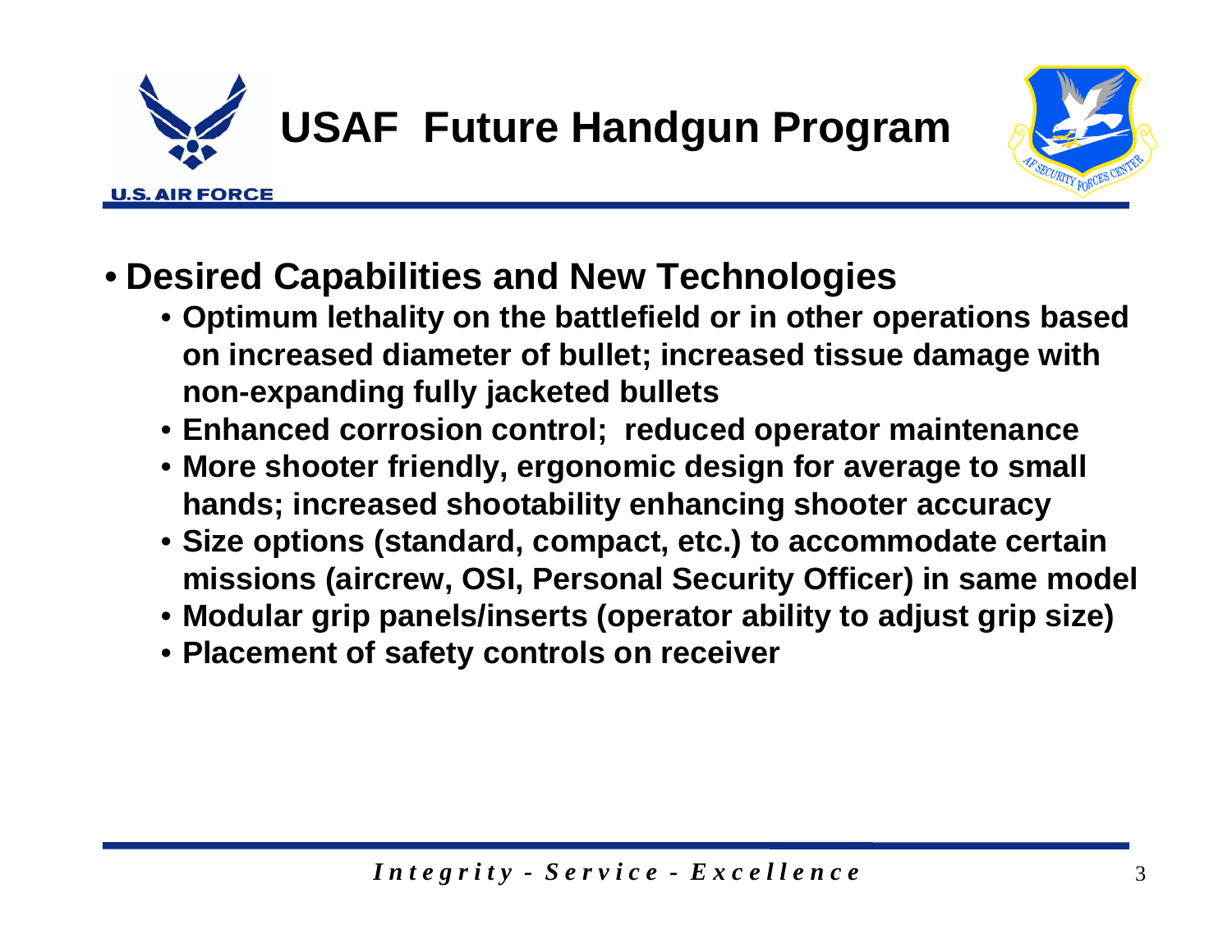# USAF Future Handgun Program

- **Desired Capabilities and New Technologies**
  - **Optimum lethality on the battlefield or in other operations based on increased diameter of bullet; increased tissue damage with non-expanding fully jacketed bullets**
  - **Enhanced corrosion control; reduced operator maintenance**
  - **More shooter friendly, ergonomic design for average to small hands; increased shootability enhancing shooter accuracy**
  - **Size options (standard, compact, etc.) to accommodate certain missions (aircrew, OSI, Personal Security Officer) in same model**
  - **Modular grip panels/inserts (operator ability to adjust grip size)**
  - **Placement of safety controls on receiver**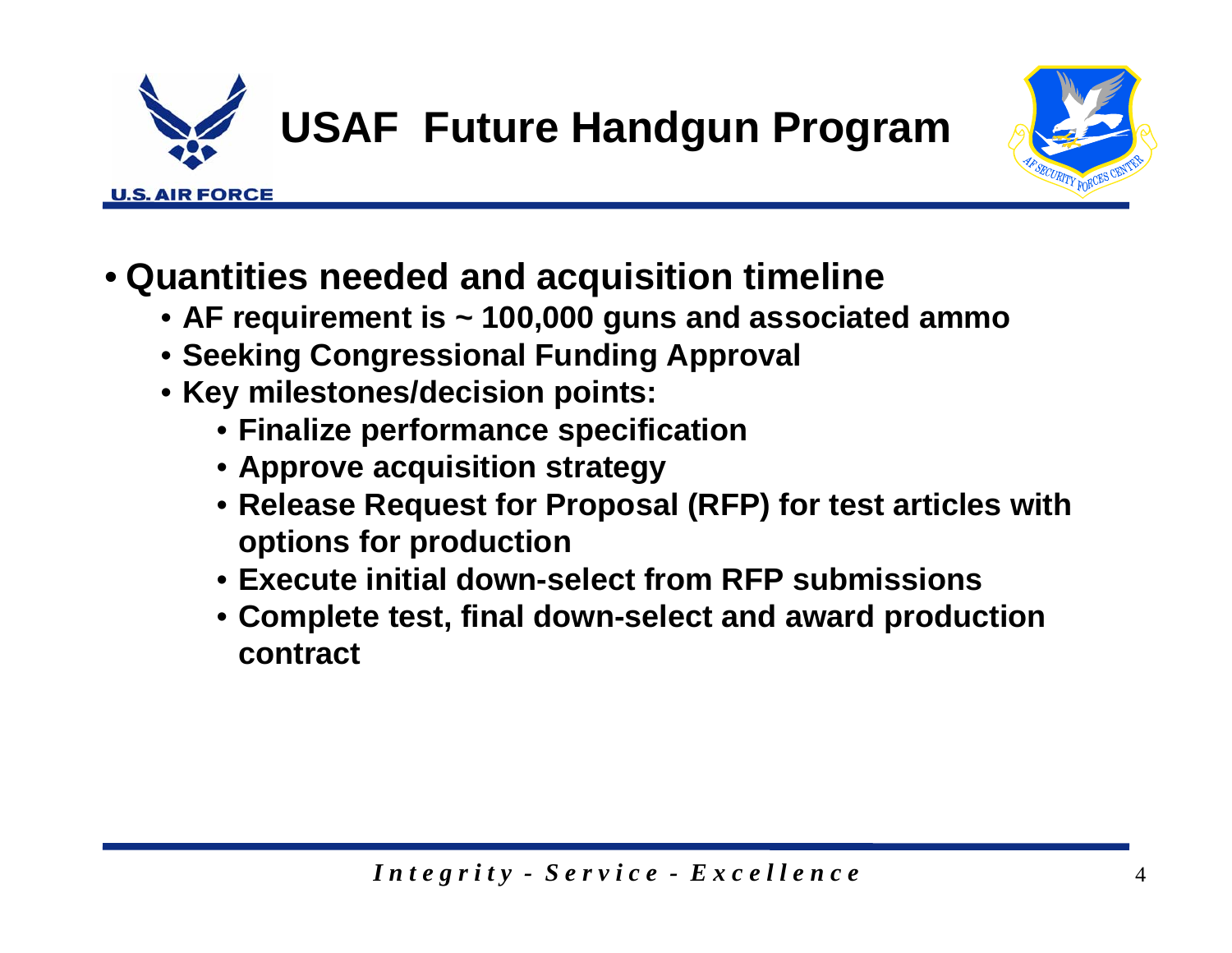# USAF Future Handgun Program

- **Quantities needed and acquisition timeline**
  - **AF requirement is ~ 100,000 guns and associated ammo**
  - **Seeking Congressional Funding Approval**
  - **Key milestones/decision points:**
    - **Finalize performance specification**
    - **Approve acquisition strategy**
    - **Release Request for Proposal (RFP) for test articles with options for production**
    - **Execute initial down-select from RFP submissions**
    - **Complete test, final down-select and award production contract**